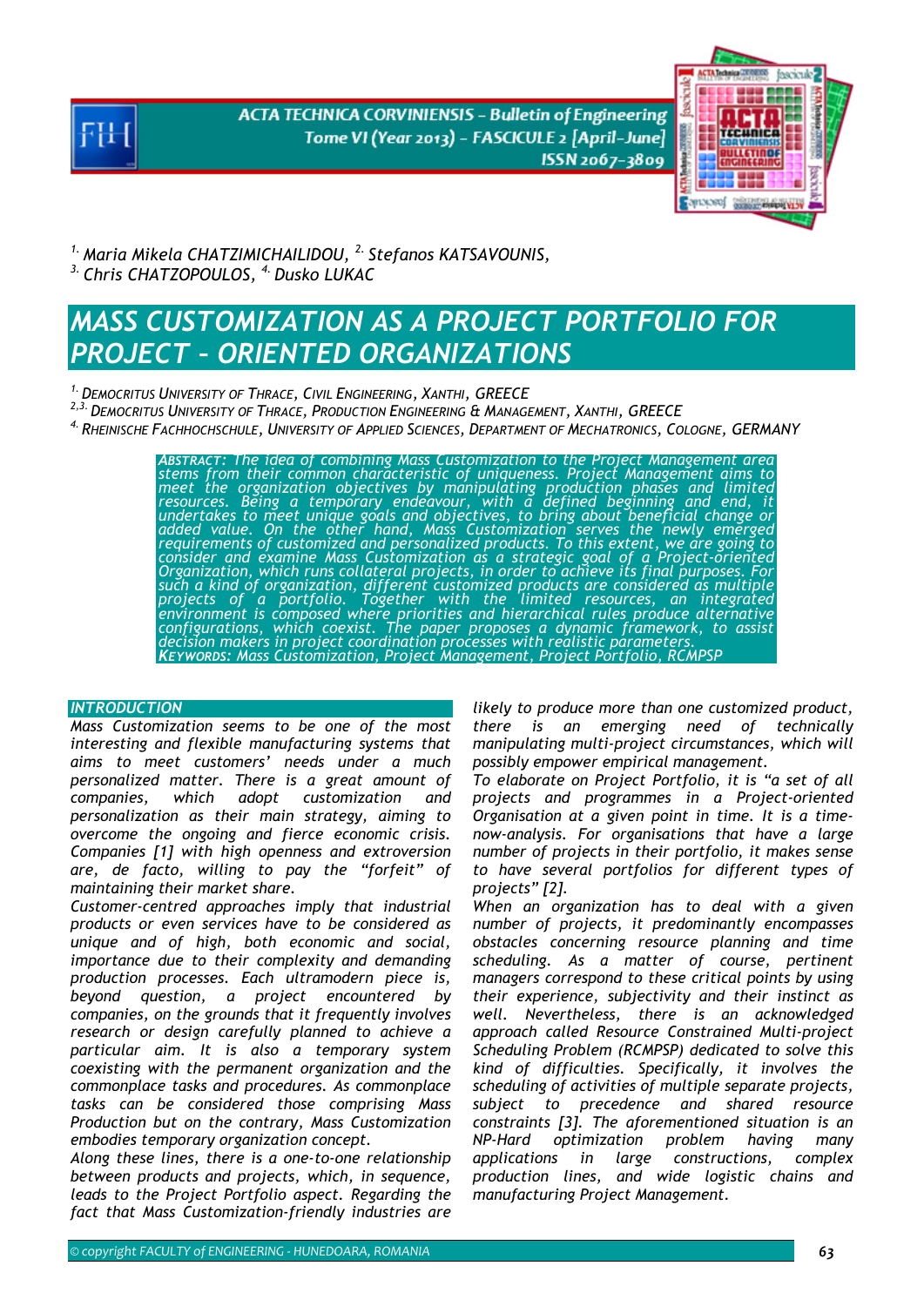[1.] Maria Mikela CHATZIMICHAILIDOU, [2.] Stefanos KATSAVOUNIS, [3.] Chris CHATZOPOULOS, [4.] Dusko LUKAC

# MASS CUSTOMIZATION AS A PROJECT PORTFOLIO FOR PROJECT – ORIENTED ORGANIZATIONS

[1.] DEMOCRITUS UNIVERSITY OF THRACE, CIVIL ENGINEERING, XANTHI, GREECE
[2,3.] DEMOCRITUS UNIVERSITY OF THRACE, PRODUCTION ENGINEERING & MANAGEMENT, XANTHI, GREECE
[4.] RHEINISCHE FACHHOCHSCHULE, UNIVERSITY OF APPLIED SCIENCES, DEPARTMENT OF MECHATRONICS, COLOGNE, GERMANY

*ABSTRACT: The idea of combining Mass Customization to the Project Management area stems from their common characteristic of uniqueness. Project Management aims to meet the organization objectives by manipulating production phases and limited resources. Being a temporary endeavour, with a defined beginning and end, it undertakes to meet unique goals and objectives, to bring about beneficial change or added value. On the other hand, Mass Customization serves the newly emerged requirements of customized and personalized products. To this extent, we are going to consider and examine Mass Customization as a strategic goal of a Project-oriented Organization, which runs collateral projects, in order to achieve its final purposes. For such a kind of organization, different customized products are considered as multiple projects of a portfolio. Together with the limited resources, an integrated environment is composed where priorities and hierarchical rules produce alternative configurations, which coexist. The paper proposes a dynamic framework, to assist decision makers in project coordination processes with realistic parameters.*

*KEYWORDS: Mass Customization, Project Management, Project Portfolio, RCMPSP*

## INTRODUCTION

Mass Customization seems to be one of the most interesting and flexible manufacturing systems that aims to meet customers' needs under a much personalized matter. There is a great amount of companies, which adopt customization and personalization as their main strategy, aiming to overcome the ongoing and fierce economic crisis. Companies [1] with high openness and extroversion are, de facto, willing to pay the "forfeit" of maintaining their market share.

Customer-centred approaches imply that industrial products or even services have to be considered as unique and of high, both economic and social, importance due to their complexity and demanding production processes. Each ultramodern piece is, beyond question, a project encountered by companies, on the grounds that it frequently involves research or design carefully planned to achieve a particular aim. It is also a temporary system coexisting with the permanent organization and the commonplace tasks and procedures. As commonplace tasks can be considered those comprising Mass Production but on the contrary, Mass Customization embodies temporary organization concept.

Along these lines, there is a one-to-one relationship between products and projects, which, in sequence, leads to the Project Portfolio aspect. Regarding the fact that Mass Customization-friendly industries are likely to produce more than one customized product, there is an emerging need of technically manipulating multi-project circumstances, which will possibly empower empirical management.

To elaborate on Project Portfolio, it is "a set of all projects and programmes in a Project-oriented Organisation at a given point in time. It is a time-now-analysis. For organisations that have a large number of projects in their portfolio, it makes sense to have several portfolios for different types of projects" [2].

When an organization has to deal with a given number of projects, it predominantly encompasses obstacles concerning resource planning and time scheduling. As a matter of course, pertinent managers correspond to these critical points by using their experience, subjectivity and their instinct as well. Nevertheless, there is an acknowledged approach called Resource Constrained Multi-project Scheduling Problem (RCMPSP) dedicated to solve this kind of difficulties. Specifically, it involves the scheduling of activities of multiple separate projects, subject to precedence and shared resource constraints [3]. The aforementioned situation is an NP-Hard optimization problem having many applications in large constructions, complex production lines, and wide logistic chains and manufacturing Project Management.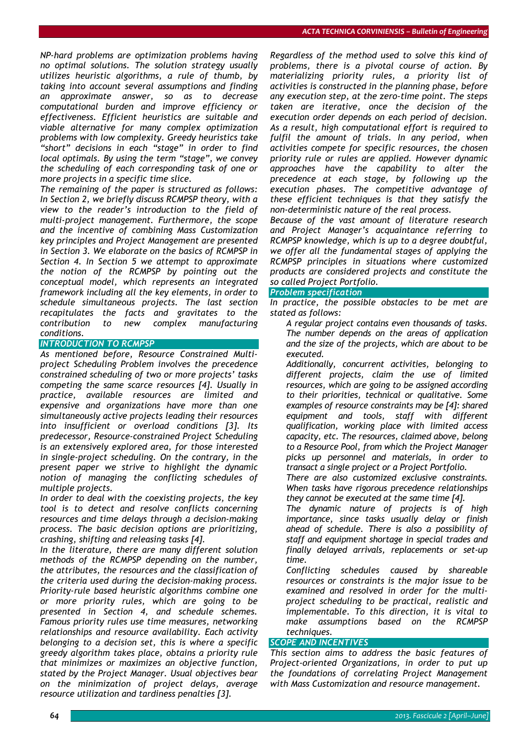*NP-hard problems are optimization problems having no optimal solutions. The solution strategy usually utilizes heuristic algorithms, a rule of thumb, by taking into account several assumptions and finding an approximate answer, so as to decrease computational burden and improve efficiency or effectiveness. Efficient heuristics are suitable and viable alternative for many complex optimization problems with low complexity. Greedy heuristics take "short" decisions in each "stage" in order to find local optimals. By using the term "stage", we convey the scheduling of each corresponding task of one or more projects in a specific time slice.*

*The remaining of the paper is structured as follows: In Section 2, we briefly discuss RCMPSP theory, with a view to the reader's introduction to the field of multi-project management. Furthermore, the scope and the incentive of combining Mass Customization key principles and Project Management are presented in Section 3. We elaborate on the basics of RCMPSP in Section 4. In Section 5 we attempt to approximate the notion of the RCMPSP by pointing out the conceptual model, which represents an integrated framework including all the key elements, in order to schedule simultaneous projects. The last section recapitulates the facts and gravitates to the contribution to new complex manufacturing conditions.*

## INTRODUCTION TO RCMPSP

*As mentioned before, Resource Constrained Multi-project Scheduling Problem involves the precedence constrained scheduling of two or more projects' tasks competing the same scarce resources [4]. Usually in practice, available resources are limited and expensive and organizations have more than one simultaneously active projects leading their resources into insufficient or overload conditions [3]. Its predecessor, Resource-constrained Project Scheduling is an extensively explored area, for those interested in single-project scheduling. On the contrary, in the present paper we strive to highlight the dynamic notion of managing the conflicting schedules of multiple projects.*

*In order to deal with the coexisting projects, the key tool is to detect and resolve conflicts concerning resources and time delays through a decision-making process. The basic decision options are prioritizing, crashing, shifting and releasing tasks [4].*

*In the literature, there are many different solution methods of the RCMPSP depending on the number, the attributes, the resources and the classification of the criteria used during the decision-making process. Priority-rule based heuristic algorithms combine one or more priority rules, which are going to be presented in Section 4, and schedule schemes. Famous priority rules use time measures, networking relationships and resource availability. Each activity belonging to a decision set, this is where a specific greedy algorithm takes place, obtains a priority rule that minimizes or maximizes an objective function, stated by the Project Manager. Usual objectives bear on the minimization of project delays, average resource utilization and tardiness penalties [3].*

*Regardless of the method used to solve this kind of problems, there is a pivotal course of action. By materializing priority rules, a priority list of activities is constructed in the planning phase, before any execution step, at the zero-time point. The steps taken are iterative, once the decision of the execution order depends on each period of decision. As a result, high computational effort is required to fulfil the amount of trials. In any period, when activities compete for specific resources, the chosen priority rule or rules are applied. However dynamic approaches have the capability to alter the precedence at each stage, by following up the execution phases. The competitive advantage of these efficient techniques is that they satisfy the non-deterministic nature of the real process.*

*Because of the vast amount of literature research and Project Manager's acquaintance referring to RCMPSP knowledge, which is up to a degree doubtful, we offer all the fundamental stages of applying the RCMPSP principles in situations where customized products are considered projects and constitute the so called Project Portfolio.*

### Problem specification

*In practice, the possible obstacles to be met are stated as follows:*

- *A regular project contains even thousands of tasks. The number depends on the areas of application and the size of the projects, which are about to be executed.*
- *Additionally, concurrent activities, belonging to different projects, claim the use of limited resources, which are going to be assigned according to their priorities, technical or qualitative. Some examples of resource constraints may be [4]: shared equipment and tools, staff with different qualification, working place with limited access capacity, etc. The resources, claimed above, belong to a Resource Pool, from which the Project Manager picks up personnel and materials, in order to transact a single project or a Project Portfolio.*
- *There are also customized exclusive constraints. When tasks have rigorous precedence relationships they cannot be executed at the same time [4].*
- *The dynamic nature of projects is of high importance, since tasks usually delay or finish ahead of schedule. There is also a possibility of staff and equipment shortage in special trades and finally delayed arrivals, replacements or set-up time.*
- *Conflicting schedules caused by shareable resources or constraints is the major issue to be examined and resolved in order for the multi-project scheduling to be practical, realistic and implementable. To this direction, it is vital to make assumptions based on the RCMPSP techniques.*

## SCOPE AND INCENTIVES

*This section aims to address the basic features of Project-oriented Organizations, in order to put up the foundations of correlating Project Management with Mass Customization and resource management.*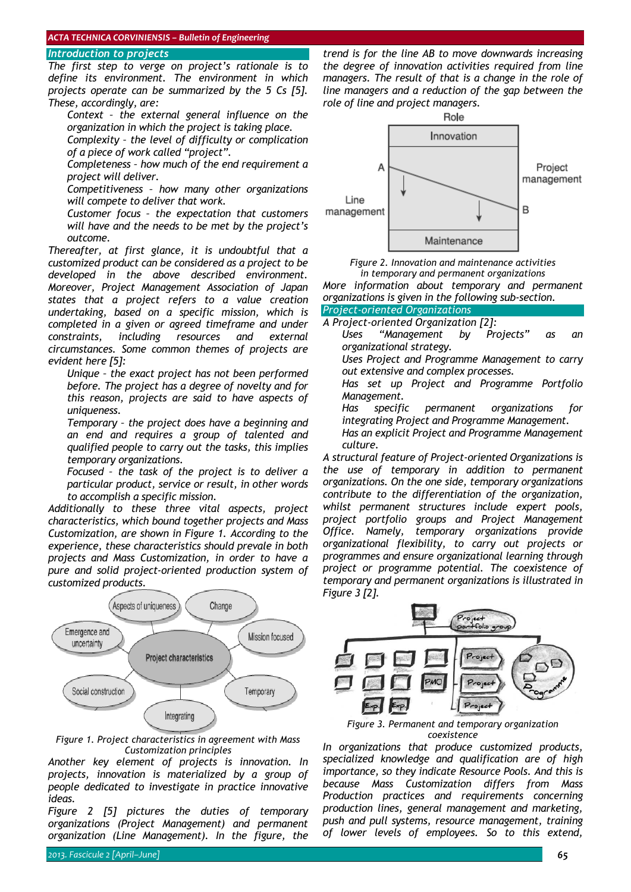## *Introduction to projects*

*The first step to verge on project's rationale is to define its environment. The environment in which projects operate can be summarized by the 5 Cs [5]. These, accordingly, are:*

- *Context – the external general influence on the organization in which the project is taking place.*
- *Complexity – the level of difficulty or complication of a piece of work called "project".*
- *Completeness – how much of the end requirement a project will deliver.*
- *Competitiveness – how many other organizations will compete to deliver that work.*
- *Customer focus – the expectation that customers will have and the needs to be met by the project's outcome.*

*Thereafter, at first glance, it is undoubtful that a customized product can be considered as a project to be developed in the above described environment. Moreover, Project Management Association of Japan states that a project refers to a value creation undertaking, based on a specific mission, which is completed in a given or agreed timeframe and under constraints, including resources and external circumstances. Some common themes of projects are evident here [5]:*

- *Unique – the exact project has not been performed before. The project has a degree of novelty and for this reason, projects are said to have aspects of uniqueness.*
- *Temporary – the project does have a beginning and an end and requires a group of talented and qualified people to carry out the tasks, this implies temporary organizations.*
- *Focused – the task of the project is to deliver a particular product, service or result, in other words to accomplish a specific mission.*

*Additionally to these three vital aspects, project characteristics, which bound together projects and Mass Customization, are shown in Figure 1. According to the experience, these characteristics should prevale in both projects and Mass Customization, in order to have a pure and solid project-oriented production system of customized products.*

*Figure 1. Project characteristics in agreement with Mass Customization principles*

*Another key element of projects is innovation. In projects, innovation is materialized by a group of people dedicated to investigate in practice innovative ideas.*

*Figure 2 [5] pictures the duties of temporary organizations (Project Management) and permanent organization (Line Management). In the figure, the trend is for the line AB to move downwards increasing the degree of innovation activities required from line managers. The result of that is a change in the role of line managers and a reduction of the gap between the role of line and project managers.*

*Figure 2. Innovation and maintenance activities in temporary and permanent organizations*

*More information about temporary and permanent organizations is given in the following sub-section.*

## *Project-oriented Organizations*

*A Project-oriented Organization [2]:*

- *Uses "Management by Projects" as an organizational strategy.*
- *Uses Project and Programme Management to carry out extensive and complex processes.*
- *Has set up Project and Programme Portfolio Management.*
- *Has specific permanent organizations for integrating Project and Programme Management.*
- *Has an explicit Project and Programme Management culture.*

*A structural feature of Project-oriented Organizations is the use of temporary in addition to permanent organizations. On the one side, temporary organizations contribute to the differentiation of the organization, whilst permanent structures include expert pools, project portfolio groups and Project Management Office. Namely, temporary organizations provide organizational flexibility, to carry out projects or programmes and ensure organizational learning through project or programme potential. The coexistence of temporary and permanent organizations is illustrated in Figure 3 [2].*

*Figure 3. Permanent and temporary organization coexistence*

*In organizations that produce customized products, specialized knowledge and qualification are of high importance, so they indicate Resource Pools. And this is because Mass Customization differs from Mass Production practices and requirements concerning production lines, general management and marketing, push and pull systems, resource management, training of lower levels of employees. So to this extend,*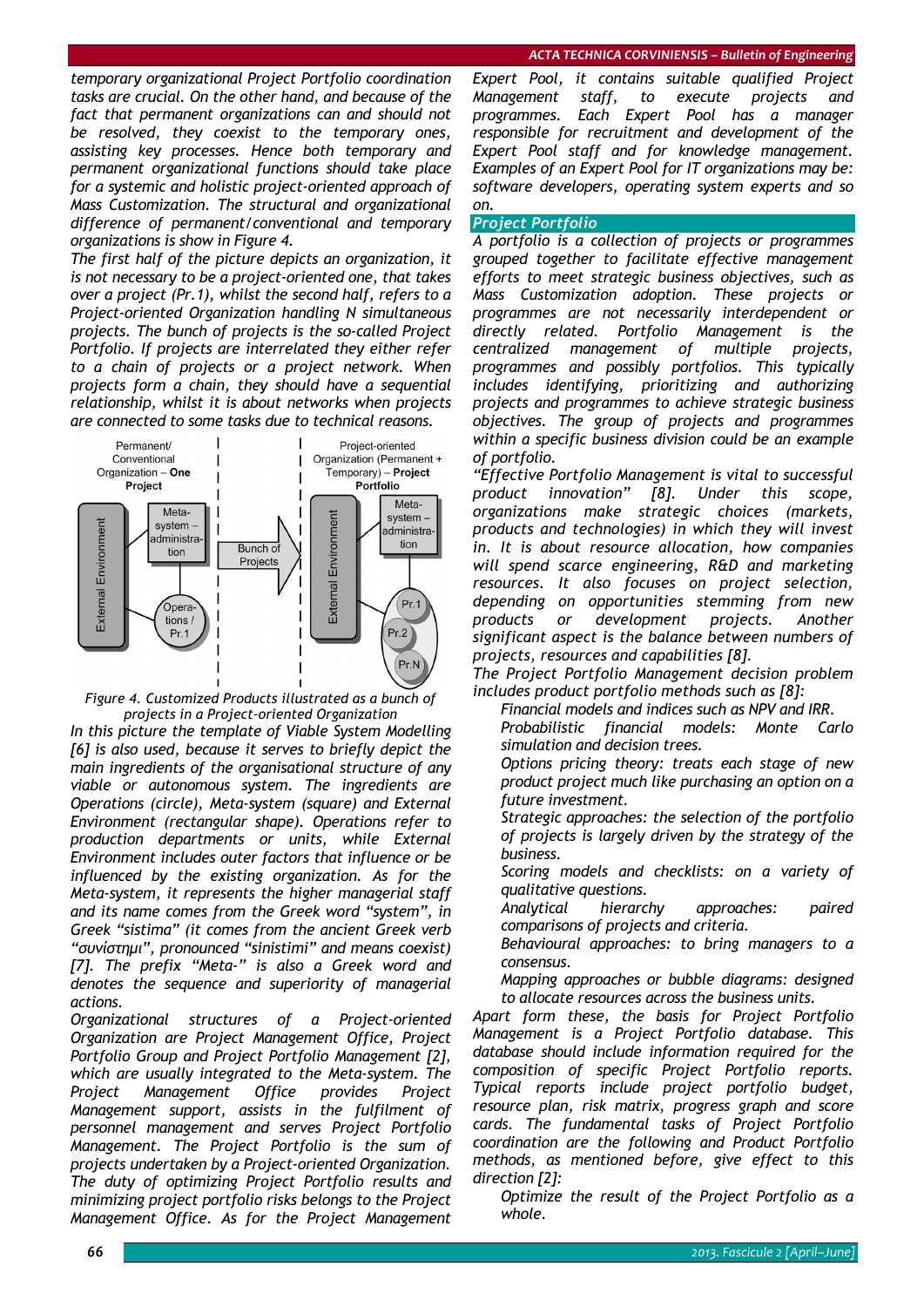*temporary organizational Project Portfolio coordination tasks are crucial. On the other hand, and because of the fact that permanent organizations can and should not be resolved, they coexist to the temporary ones, assisting key processes. Hence both temporary and permanent organizational functions should take place for a systemic and holistic project-oriented approach of Mass Customization. The structural and organizational difference of permanent/conventional and temporary organizations is show in Figure 4.*

*The first half of the picture depicts an organization, it is not necessary to be a project-oriented one, that takes over a project (Pr.1), whilst the second half, refers to a Project-oriented Organization handling N simultaneous projects. The bunch of projects is the so-called Project Portfolio. If projects are interrelated they either refer to a chain of projects or a project network. When projects form a chain, they should have a sequential relationship, whilst it is about networks when projects are connected to some tasks due to technical reasons.*

*Figure 4. Customized Products illustrated as a bunch of projects in a Project-oriented Organization*

*In this picture the template of Viable System Modelling [6] is also used, because it serves to briefly depict the main ingredients of the organisational structure of any viable or autonomous system. The ingredients are Operations (circle), Meta-system (square) and External Environment (rectangular shape). Operations refer to production departments or units, while External Environment includes outer factors that influence or be influenced by the existing organization. As for the Meta-system, it represents the higher managerial staff and its name comes from the Greek word "system", in Greek "sistima" (it comes from the ancient Greek verb "συνίστημι", pronounced "sinistimi" and means coexist) [7]. The prefix "Meta-" is also a Greek word and denotes the sequence and superiority of managerial actions.*

*Organizational structures of a Project-oriented Organization are Project Management Office, Project Portfolio Group and Project Portfolio Management [2], which are usually integrated to the Meta-system. The Project Management Office provides Project Management support, assists in the fulfilment of personnel management and serves Project Portfolio Management. The Project Portfolio is the sum of projects undertaken by a Project-oriented Organization. The duty of optimizing Project Portfolio results and minimizing project portfolio risks belongs to the Project Management Office. As for the Project Management Expert Pool, it contains suitable qualified Project Management staff, to execute projects and programmes. Each Expert Pool has a manager responsible for recruitment and development of the Expert Pool staff and for knowledge management. Examples of an Expert Pool for IT organizations may be: software developers, operating system experts and so on.*

## *Project Portfolio*

*A portfolio is a collection of projects or programmes grouped together to facilitate effective management efforts to meet strategic business objectives, such as Mass Customization adoption. These projects or programmes are not necessarily interdependent or directly related. Portfolio Management is the centralized management of multiple projects, programmes and possibly portfolios. This typically includes identifying, prioritizing and authorizing projects and programmes to achieve strategic business objectives. The group of projects and programmes within a specific business division could be an example of portfolio.*

*"Effective Portfolio Management is vital to successful product innovation" [8]. Under this scope, organizations make strategic choices (markets, products and technologies) in which they will invest in. It is about resource allocation, how companies will spend scarce engineering, R&D and marketing resources. It also focuses on project selection, depending on opportunities stemming from new products or development projects. Another significant aspect is the balance between numbers of projects, resources and capabilities [8].*

*The Project Portfolio Management decision problem includes product portfolio methods such as [8]:*

- *Financial models and indices such as NPV and IRR.*
- *Probabilistic financial models: Monte Carlo simulation and decision trees.*
- *Options pricing theory: treats each stage of new product project much like purchasing an option on a future investment.*
- *Strategic approaches: the selection of the portfolio of projects is largely driven by the strategy of the business.*
- *Scoring models and checklists: on a variety of qualitative questions.*
- *Analytical hierarchy approaches: paired comparisons of projects and criteria.*
- *Behavioural approaches: to bring managers to a consensus.*
- *Mapping approaches or bubble diagrams: designed to allocate resources across the business units.*

*Apart form these, the basis for Project Portfolio Management is a Project Portfolio database. This database should include information required for the composition of specific Project Portfolio reports. Typical reports include project portfolio budget, resource plan, risk matrix, progress graph and score cards. The fundamental tasks of Project Portfolio coordination are the following and Product Portfolio methods, as mentioned before, give effect to this direction [2]:*

- *Optimize the result of the Project Portfolio as a whole.*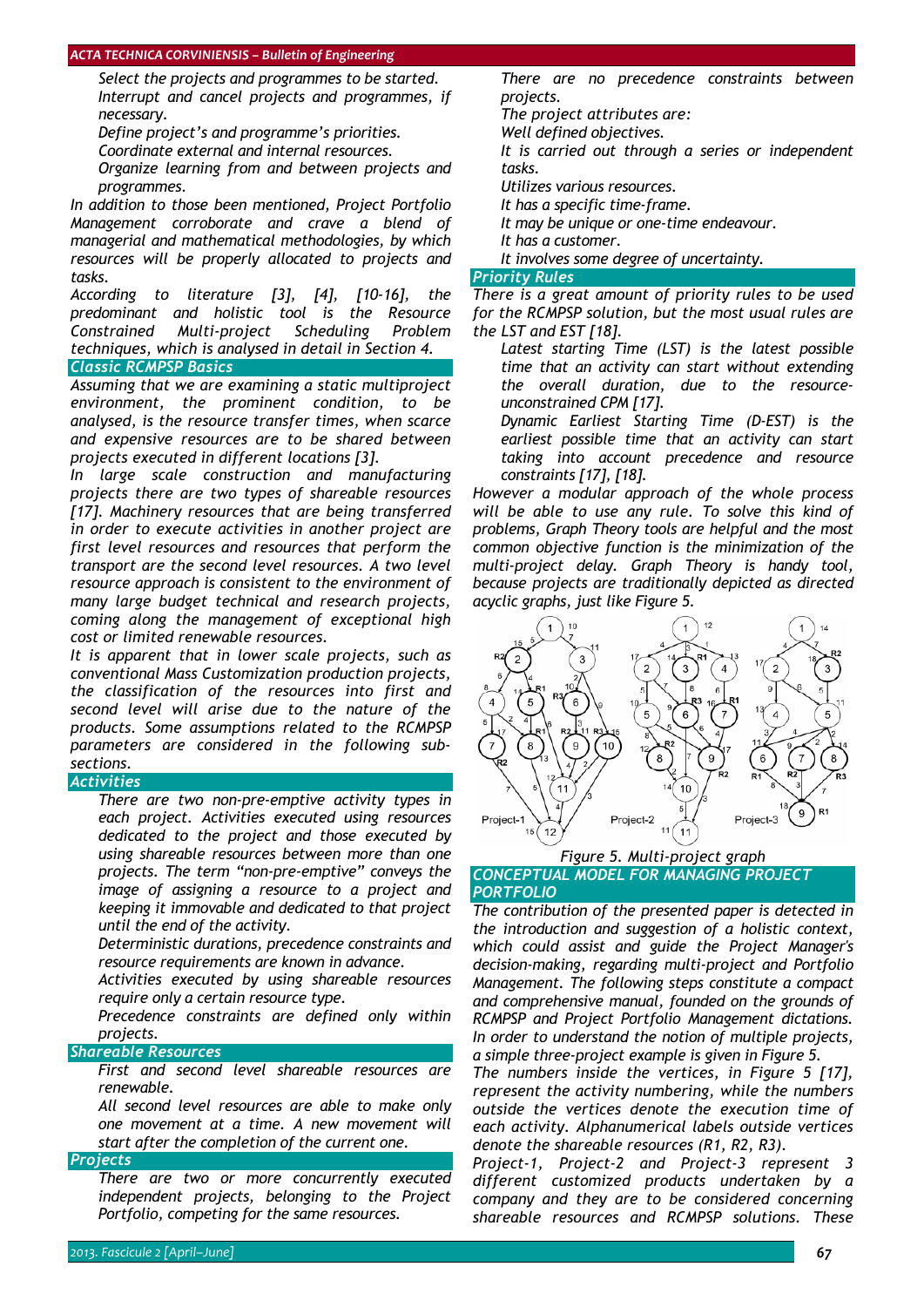*Select the projects and programmes to be started.*
*Interrupt and cancel projects and programmes, if necessary.*
*Define project's and programme's priorities.*
*Coordinate external and internal resources.*
*Organize learning from and between projects and programmes.*

*In addition to those been mentioned, Project Portfolio Management corroborate and crave a blend of managerial and mathematical methodologies, by which resources will be properly allocated to projects and tasks.*

*According to literature [3], [4], [10-16], the predominant and holistic tool is the Resource Constrained Multi-project Scheduling Problem techniques, which is analysed in detail in Section 4.*

## Classic RCMPSP Basics

*Assuming that we are examining a static multiproject environment, the prominent condition, to be analysed, is the resource transfer times, when scarce and expensive resources are to be shared between projects executed in different locations [3].*

*In large scale construction and manufacturing projects there are two types of shareable resources [17]. Machinery resources that are being transferred in order to execute activities in another project are first level resources and resources that perform the transport are the second level resources. A two level resource approach is consistent to the environment of many large budget technical and research projects, coming along the management of exceptional high cost or limited renewable resources.*

*It is apparent that in lower scale projects, such as conventional Mass Customization production projects, the classification of the resources into first and second level will arise due to the nature of the products. Some assumptions related to the RCMPSP parameters are considered in the following sub-sections.*

### Activities

*There are two non-pre-emptive activity types in each project. Activities executed using resources dedicated to the project and those executed by using shareable resources between more than one projects. The term "non-pre-emptive" conveys the image of assigning a resource to a project and keeping it immovable and dedicated to that project until the end of the activity.*

*Deterministic durations, precedence constraints and resource requirements are known in advance.*

*Activities executed by using shareable resources require only a certain resource type.*

*Precedence constraints are defined only within projects.*

### Shareable Resources

*First and second level shareable resources are renewable.*

*All second level resources are able to make only one movement at a time. A new movement will start after the completion of the current one.*

### Projects

*There are two or more concurrently executed independent projects, belonging to the Project Portfolio, competing for the same resources.*

*There are no precedence constraints between projects.*

*The project attributes are:*
*Well defined objectives.*
*It is carried out through a series or independent tasks.*
*Utilizes various resources.*
*It has a specific time-frame.*
*It may be unique or one-time endeavour.*
*It has a customer.*
*It involves some degree of uncertainty.*

### Priority Rules

*There is a great amount of priority rules to be used for the RCMPSP solution, but the most usual rules are the LST and EST [18].*

*Latest starting Time (LST) is the latest possible time that an activity can start without extending the overall duration, due to the resource-unconstrained CPM [17].*

*Dynamic Earliest Starting Time (D-EST) is the earliest possible time that an activity can start taking into account precedence and resource constraints [17], [18].*

*However a modular approach of the whole process will be able to use any rule. To solve this kind of problems, Graph Theory tools are helpful and the most common objective function is the minimization of the multi-project delay. Graph Theory is handy tool, because projects are traditionally depicted as directed acyclic graphs, just like Figure 5.*

*Figure 5. Multi-project graph*

## CONCEPTUAL MODEL FOR MANAGING PROJECT PORTFOLIO

*The contribution of the presented paper is detected in the introduction and suggestion of a holistic context, which could assist and guide the Project Manager's decision-making, regarding multi-project and Portfolio Management. The following steps constitute a compact and comprehensive manual, founded on the grounds of RCMPSP and Project Portfolio Management dictations.*

*In order to understand the notion of multiple projects, a simple three-project example is given in Figure 5.*

*The numbers inside the vertices, in Figure 5 [17], represent the activity numbering, while the numbers outside the vertices denote the execution time of each activity. Alphanumerical labels outside vertices denote the shareable resources (R1, R2, R3).*

*Project-1, Project-2 and Project-3 represent 3 different customized products undertaken by a company and they are to be considered concerning shareable resources and RCMPSP solutions. These*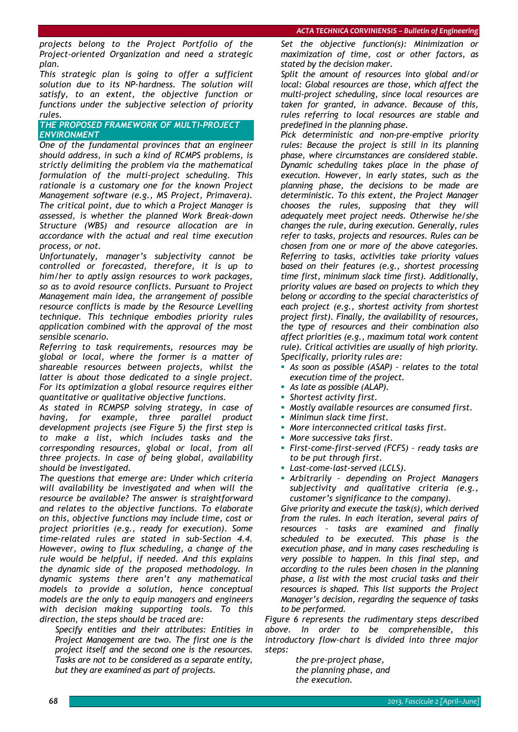*projects belong to the Project Portfolio of the Project-oriented Organization and need a strategic plan.*

*This strategic plan is going to offer a sufficient solution due to its NP-hardness. The solution will satisfy, to an extent, the objective function or functions under the subjective selection of priority rules.*

## *THE PROPOSED FRAMEWORK OF MULTI-PROJECT ENVIRONMENT*

*One of the fundamental provinces that an engineer should address, in such a kind of RCMPS problems, is strictly delimiting the problem via the mathematical formulation of the multi-project scheduling. This rationale is a customary one for the known Project Management software (e.g., MS Project, Primavera). The critical point, due to which a Project Manager is assessed, is whether the planned Work Break-down Structure (WBS) and resource allocation are in accordance with the actual and real time execution process, or not.*

*Unfortunately, manager's subjectivity cannot be controlled or forecasted, therefore, it is up to him/her to aptly assign resources to work packages, so as to avoid resource conflicts. Pursuant to Project Management main idea, the arrangement of possible resource conflicts is made by the Resource Levelling technique. This technique embodies priority rules application combined with the approval of the most sensible scenario.*

*Referring to task requirements, resources may be global or local, where the former is a matter of shareable resources between projects, whilst the latter is about those dedicated to a single project. For its optimization a global resource requires either quantitative or qualitative objective functions.*

*As stated in RCMPSP solving strategy, in case of having, for example, three parallel product development projects (see Figure 5) the first step is to make a list, which includes tasks and the corresponding resources, global or local, from all three projects. In case of being global, availability should be investigated.*

*The questions that emerge are: Under which criteria will availability be investigated and when will the resource be available? The answer is straightforward and relates to the objective functions. To elaborate on this, objective functions may include time, cost or project priorities (e.g., ready for execution). Some time-related rules are stated in sub-Section 4.4. However, owing to flux scheduling, a change of the rule would be helpful, if needed. And this explains the dynamic side of the proposed methodology. In dynamic systems there aren't any mathematical models to provide a solution, hence conceptual models are the only to equip managers and engineers with decision making supporting tools. To this direction, the steps should be traced are:*

*Specify entities and their attributes: Entities in Project Management are two. The first one is the project itself and the second one is the resources. Tasks are not to be considered as a separate entity, but they are examined as part of projects.*

*Set the objective function(s): Minimization or maximization of time, cost or other factors, as stated by the decision maker.*

*Split the amount of resources into global and/or local: Global resources are those, which affect the multi-project scheduling, since local resources are taken for granted, in advance. Because of this, rules referring to local resources are stable and predefined in the planning phase.*

*Pick deterministic and non-pre-emptive priority rules: Because the project is still in its planning phase, where circumstances are considered stable. Dynamic scheduling takes place in the phase of execution. However, in early states, such as the planning phase, the decisions to be made are deterministic. To this extent, the Project Manager chooses the rules, supposing that they will adequately meet project needs. Otherwise he/she changes the rule, during execution. Generally, rules refer to tasks, projects and resources. Rules can be chosen from one or more of the above categories. Referring to tasks, activities take priority values based on their features (e.g., shortest processing time first, minimum slack time first). Additionally, priority values are based on projects to which they belong or according to the special characteristics of each project (e.g., shortest activity from shortest project first). Finally, the availability of resources, the type of resources and their combination also affect priorities (e.g., maximum total work content rule). Critical activities are usually of high priority. Specifically, priority rules are:*

- *As soon as possible (ASAP) – relates to the total execution time of the project.*
- *As late as possible (ALAP).*
- *Shortest activity first.*
- *Mostly available resources are consumed first.*
- *Minimun slack time first.*
- *More interconnected critical tasks first.*
- *More successive taks first.*
- *First-come-first-served (FCFS) – ready tasks are to be put through first.*
- *Last-come-last-served (LCLS).*
- *Arbitrarily – depending on Project Managers subjectivity and qualitative criteria (e.g., customer's significance to the company).*

*Give priority and execute the task(s), which derived from the rules. In each iteration, several pairs of resources – tasks are examined and finally scheduled to be executed. This phase is the execution phase, and in many cases rescheduling is very possible to happen. In this final step, and according to the rules been chosen in the planning phase, a list with the most crucial tasks and their resources is shaped. This list supports the Project Manager's decision, regarding the sequence of tasks to be performed.*

*Figure 6 represents the rudimentary steps described above. In order to be comprehensible, this introductory flow-chart is divided into three major steps:*

*the pre-project phase,*
*the planning phase, and*
*the execution.*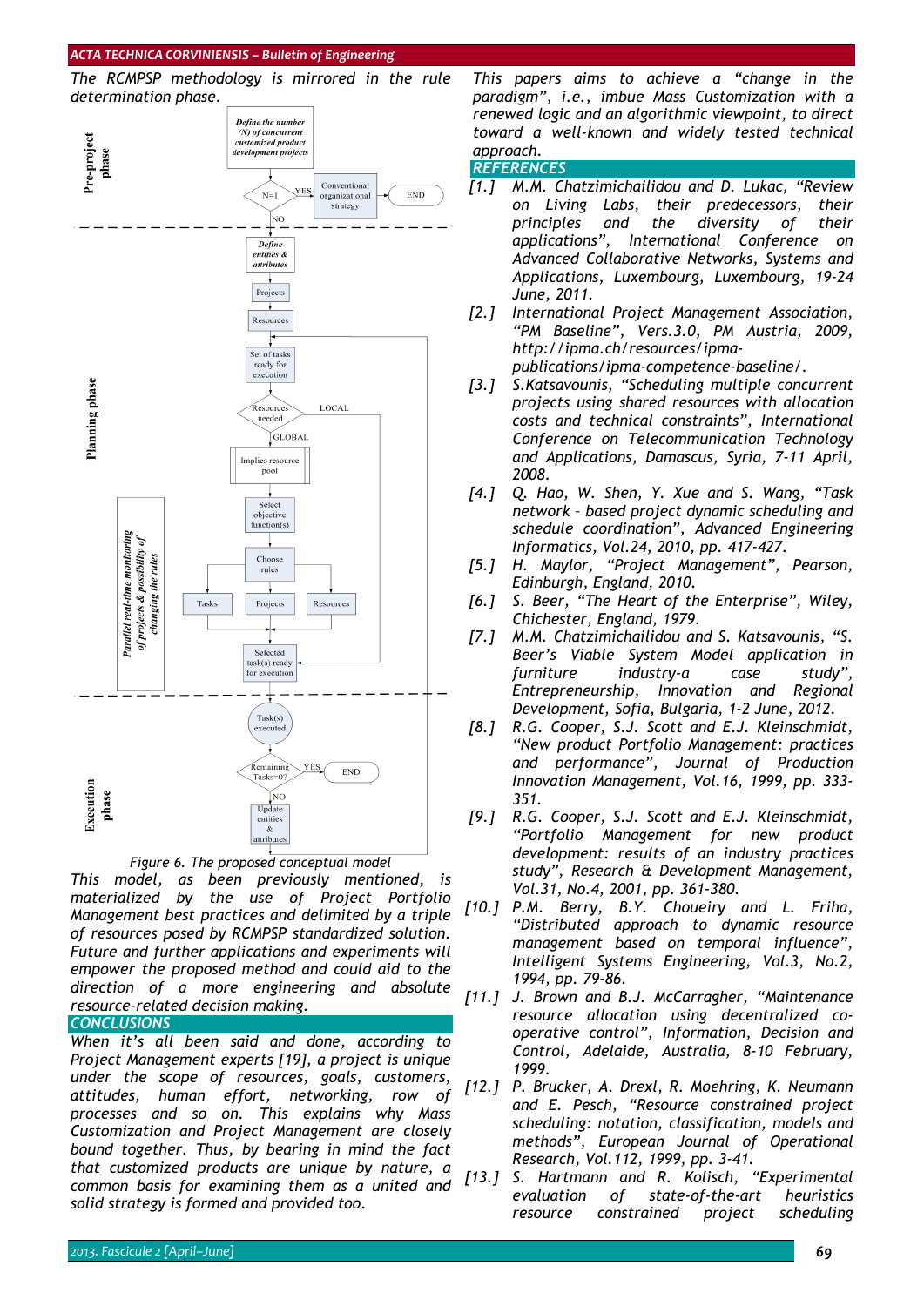The RCMPSP methodology is mirrored in the rule determination phase.

*Figure 6. The proposed conceptual model*

This model, as been previously mentioned, is materialized by the use of Project Portfolio Management best practices and delimited by a triple of resources posed by RCMPSP standardized solution. Future and further applications and experiments will empower the proposed method and could aid to the direction of a more engineering and absolute resource-related decision making.

## CONCLUSIONS

When it's all been said and done, according to Project Management experts [19], a project is unique under the scope of resources, goals, customers, attitudes, human effort, networking, row of processes and so on. This explains why Mass Customization and Project Management are closely bound together. Thus, by bearing in mind the fact that customized products are unique by nature, a common basis for examining them as a united and solid strategy is formed and provided too.

This papers aims to achieve a "change in the paradigm", i.e., imbue Mass Customization with a renewed logic and an algorithmic viewpoint, to direct toward a well-known and widely tested technical approach.

## REFERENCES

[1.] M.M. Chatzimichailidou and D. Lukac, "Review on Living Labs, their predecessors, their principles and the diversity of their applications", International Conference on Advanced Collaborative Networks, Systems and Applications, Luxembourg, Luxembourg, 19-24 June, 2011.

[2.] International Project Management Association, "PM Baseline", Vers.3.0, PM Austria, 2009, http://ipma.ch/resources/ipma-publications/ipma-competence-baseline/.

[3.] S.Katsavounis, "Scheduling multiple concurrent projects using shared resources with allocation costs and technical constraints", International Conference on Telecommunication Technology and Applications, Damascus, Syria, 7-11 April, 2008.

[4.] Q. Hao, W. Shen, Y. Xue and S. Wang, "Task network – based project dynamic scheduling and schedule coordination", Advanced Engineering Informatics, Vol.24, 2010, pp. 417-427.

[5.] H. Maylor, "Project Management", Pearson, Edinburgh, England, 2010.

[6.] S. Beer, "The Heart of the Enterprise", Wiley, Chichester, England, 1979.

[7.] M.M. Chatzimichailidou and S. Katsavounis, "S. Beer's Viable System Model application in furniture industry-a case study", Entrepreneurship, Innovation and Regional Development, Sofia, Bulgaria, 1-2 June, 2012.

[8.] R.G. Cooper, S.J. Scott and E.J. Kleinschmidt, "New product Portfolio Management: practices and performance", Journal of Production Innovation Management, Vol.16, 1999, pp. 333-351.

[9.] R.G. Cooper, S.J. Scott and E.J. Kleinschmidt, "Portfolio Management for new product development: results of an industry practices study", Research & Development Management, Vol.31, No.4, 2001, pp. 361-380.

[10.] P.M. Berry, B.Y. Choueiry and L. Friha, "Distributed approach to dynamic resource management based on temporal influence", Intelligent Systems Engineering, Vol.3, No.2, 1994, pp. 79-86.

[11.] J. Brown and B.J. McCarragher, "Maintenance resource allocation using decentralized co-operative control", Information, Decision and Control, Adelaide, Australia, 8-10 February, 1999.

[12.] P. Brucker, A. Drexl, R. Moehring, K. Neumann and E. Pesch, "Resource constrained project scheduling: notation, classification, models and methods", European Journal of Operational Research, Vol.112, 1999, pp. 3-41.

[13.] S. Hartmann and R. Kolisch, "Experimental evaluation of state-of-the-art heuristics resource constrained project scheduling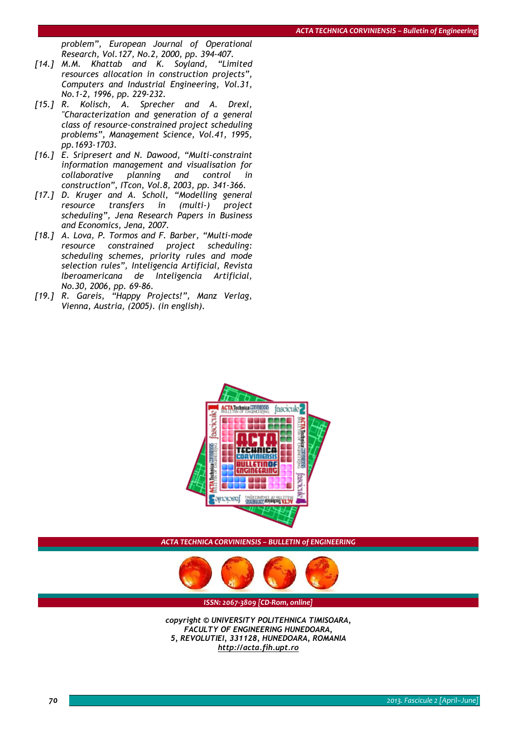*problem", European Journal of Operational Research, Vol.127, No.2, 2000, pp. 394-407.*

*[14.] M.M. Khattab and K. Soyland, "Limited resources allocation in construction projects", Computers and Industrial Engineering, Vol.31, No.1-2, 1996, pp. 229-232.*

*[15.] R. Kolisch, A. Sprecher and A. Drexl, "Characterization and generation of a general class of resource-constrained project scheduling problems", Management Science, Vol.41, 1995, pp.1693-1703.*

*[16.] E. Sripresert and N. Dawood, "Multi-constraint information management and visualisation for collaborative planning and control in construction", ITcon, Vol.8, 2003, pp. 341-366.*

*[17.] D. Kruger and A. Scholl, "Modelling general resource transfers in (multi-) project scheduling", Jena Research Papers in Business and Economics, Jena, 2007.*

*[18.] A. Lova, P. Tormos and F. Barber, "Multi-mode resource constrained project scheduling: scheduling schemes, priority rules and mode selection rules", Inteligencia Artificial, Revista Iberoamericana de Inteligencia Artificial, No.30, 2006, pp. 69-86.*

*[19.] R. Gareis, "Happy Projects!", Manz Verlag, Vienna, Austria, (2005). (in english).*

**ACTA TECHNICA CORVINIENSIS – BULLETIN of ENGINEERING**

**ISSN: 2067-3809 [CD-Rom, online]**

***copyright © UNIVERSITY POLITEHNICA TIMISOARA, FACULTY OF ENGINEERING HUNEDOARA, 5, REVOLUTIEI, 331128, HUNEDOARA, ROMANIA***
***http://acta.fih.upt.ro***